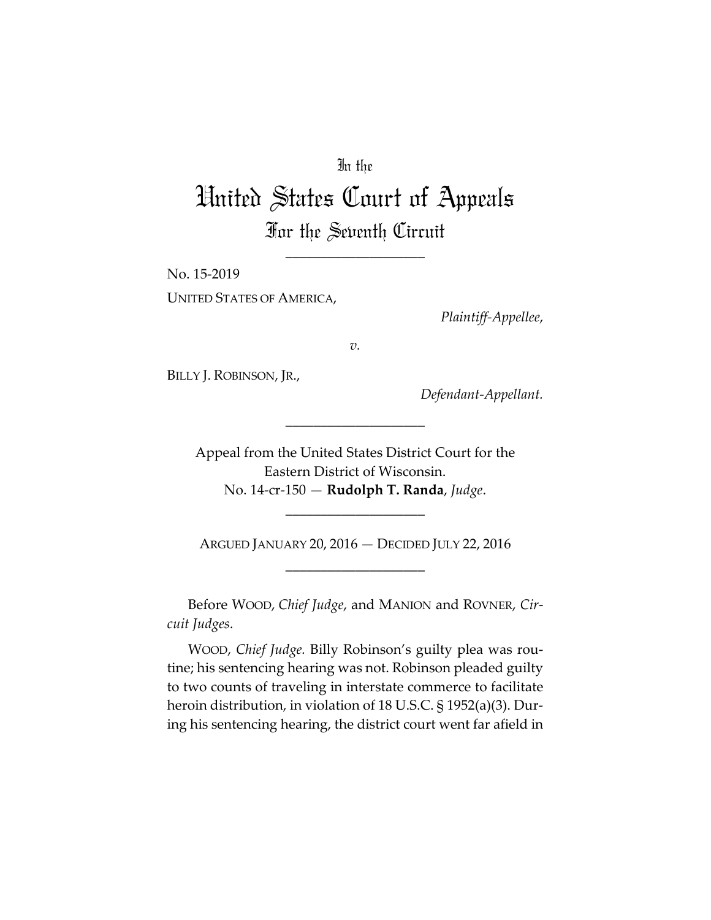In the

# United States Court of Appeals

## For the Seventh Circuit

____________________

No. 15-2019

UNITED STATES OF AMERICA,

*Plaintiff-Appellee*,

*v.*

BILLY J. ROBINSON, JR.,

*Defendant-Appellant.*

____________________

Appeal from the United States District Court for the Eastern District of Wisconsin.
No. 14-cr-150 — **Rudolph T. Randa**, *Judge*.

____________________

ARGUED JANUARY 20, 2016 — DECIDED JULY 22, 2016

____________________

Before WOOD, *Chief Judge*, and MANION and ROVNER, *Circuit Judges*.

WOOD, *Chief Judge.* Billy Robinson's guilty plea was routine; his sentencing hearing was not. Robinson pleaded guilty to two counts of traveling in interstate commerce to facilitate heroin distribution, in violation of 18 U.S.C. § 1952(a)(3). During his sentencing hearing, the district court went far afield in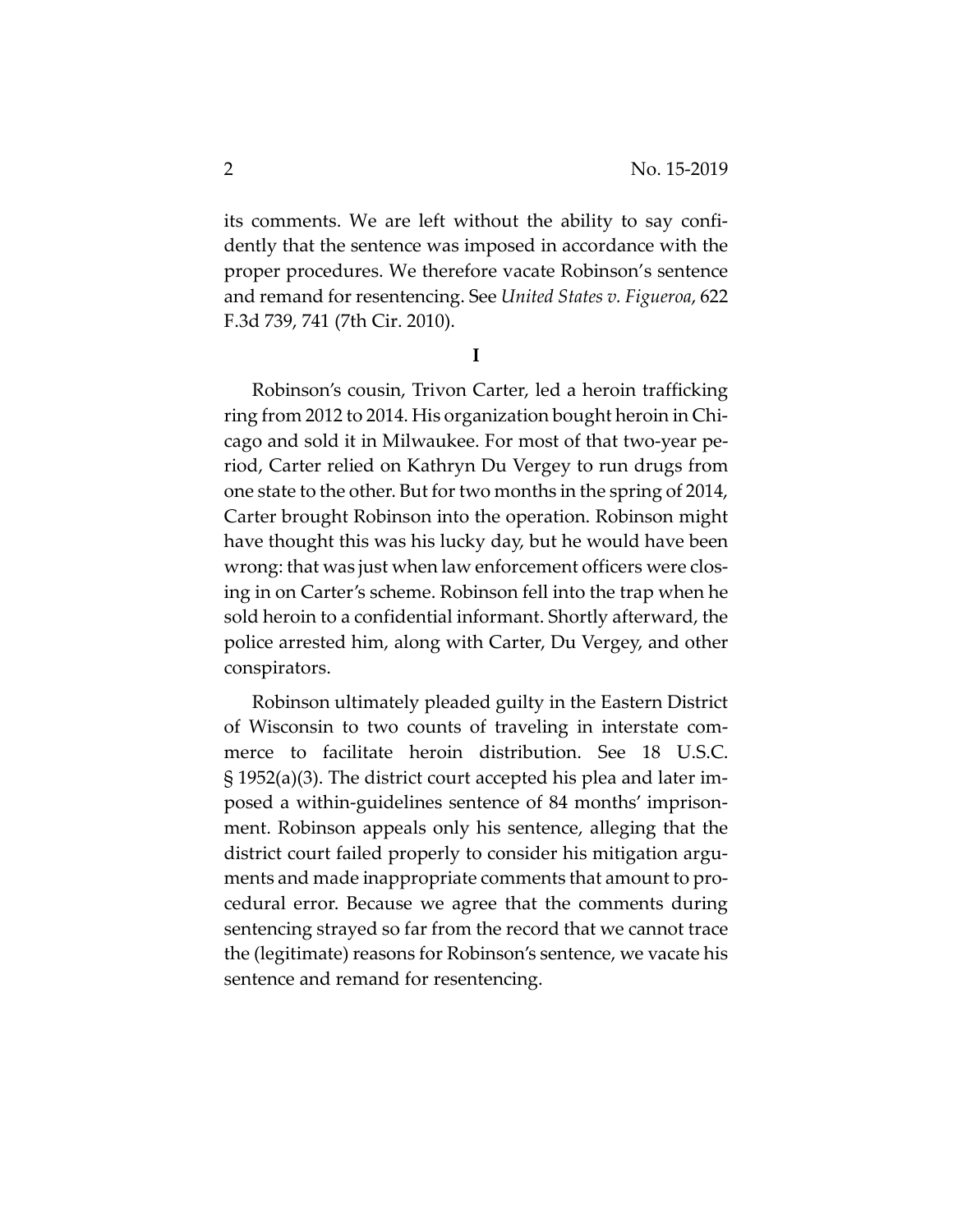its comments. We are left without the ability to say confidently that the sentence was imposed in accordance with the proper procedures. We therefore vacate Robinson's sentence and remand for resentencing. See *United States v. Figueroa*, 622 F.3d 739, 741 (7th Cir. 2010).

## I

Robinson's cousin, Trivon Carter, led a heroin trafficking ring from 2012 to 2014. His organization bought heroin in Chicago and sold it in Milwaukee. For most of that two-year period, Carter relied on Kathryn Du Vergey to run drugs from one state to the other. But for two months in the spring of 2014, Carter brought Robinson into the operation. Robinson might have thought this was his lucky day, but he would have been wrong: that was just when law enforcement officers were closing in on Carter's scheme. Robinson fell into the trap when he sold heroin to a confidential informant. Shortly afterward, the police arrested him, along with Carter, Du Vergey, and other conspirators.

Robinson ultimately pleaded guilty in the Eastern District of Wisconsin to two counts of traveling in interstate commerce to facilitate heroin distribution. See 18 U.S.C. § 1952(a)(3). The district court accepted his plea and later imposed a within-guidelines sentence of 84 months' imprisonment. Robinson appeals only his sentence, alleging that the district court failed properly to consider his mitigation arguments and made inappropriate comments that amount to procedural error. Because we agree that the comments during sentencing strayed so far from the record that we cannot trace the (legitimate) reasons for Robinson's sentence, we vacate his sentence and remand for resentencing.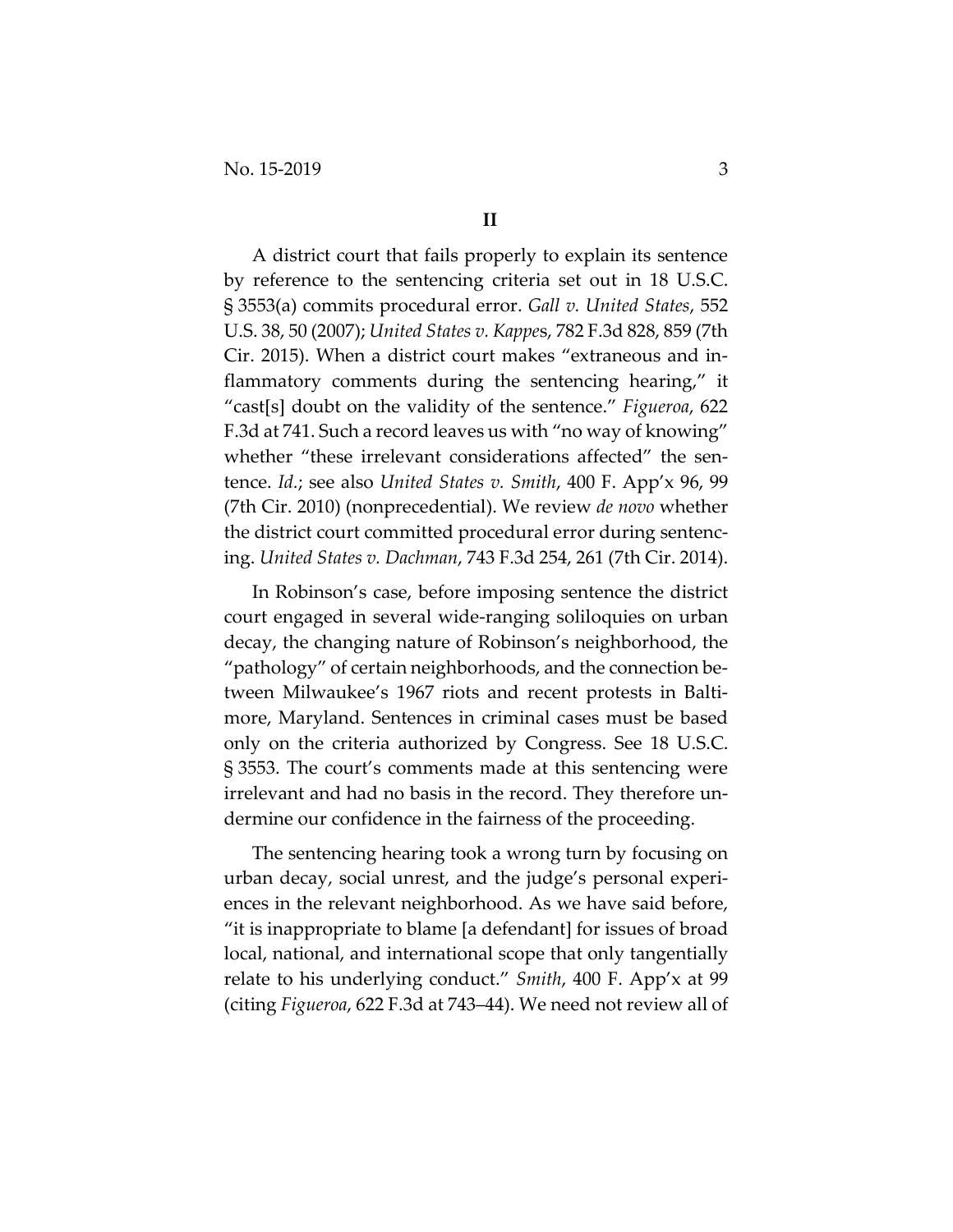## II

A district court that fails properly to explain its sentence by reference to the sentencing criteria set out in 18 U.S.C. § 3553(a) commits procedural error. *Gall v. United States*, 552 U.S. 38, 50 (2007); *United States v. Kappes*, 782 F.3d 828, 859 (7th Cir. 2015). When a district court makes "extraneous and inflammatory comments during the sentencing hearing," it "cast[s] doubt on the validity of the sentence." *Figueroa*, 622 F.3d at 741. Such a record leaves us with "no way of knowing" whether "these irrelevant considerations affected" the sentence. *Id.*; see also *United States v. Smith*, 400 F. App'x 96, 99 (7th Cir. 2010) (nonprecedential). We review *de novo* whether the district court committed procedural error during sentencing. *United States v. Dachman*, 743 F.3d 254, 261 (7th Cir. 2014).

In Robinson's case, before imposing sentence the district court engaged in several wide-ranging soliloquies on urban decay, the changing nature of Robinson's neighborhood, the "pathology" of certain neighborhoods, and the connection between Milwaukee's 1967 riots and recent protests in Baltimore, Maryland. Sentences in criminal cases must be based only on the criteria authorized by Congress. See 18 U.S.C. § 3553. The court's comments made at this sentencing were irrelevant and had no basis in the record. They therefore undermine our confidence in the fairness of the proceeding.

The sentencing hearing took a wrong turn by focusing on urban decay, social unrest, and the judge's personal experiences in the relevant neighborhood. As we have said before, "it is inappropriate to blame [a defendant] for issues of broad local, national, and international scope that only tangentially relate to his underlying conduct." *Smith*, 400 F. App'x at 99 (citing *Figueroa*, 622 F.3d at 743–44). We need not review all of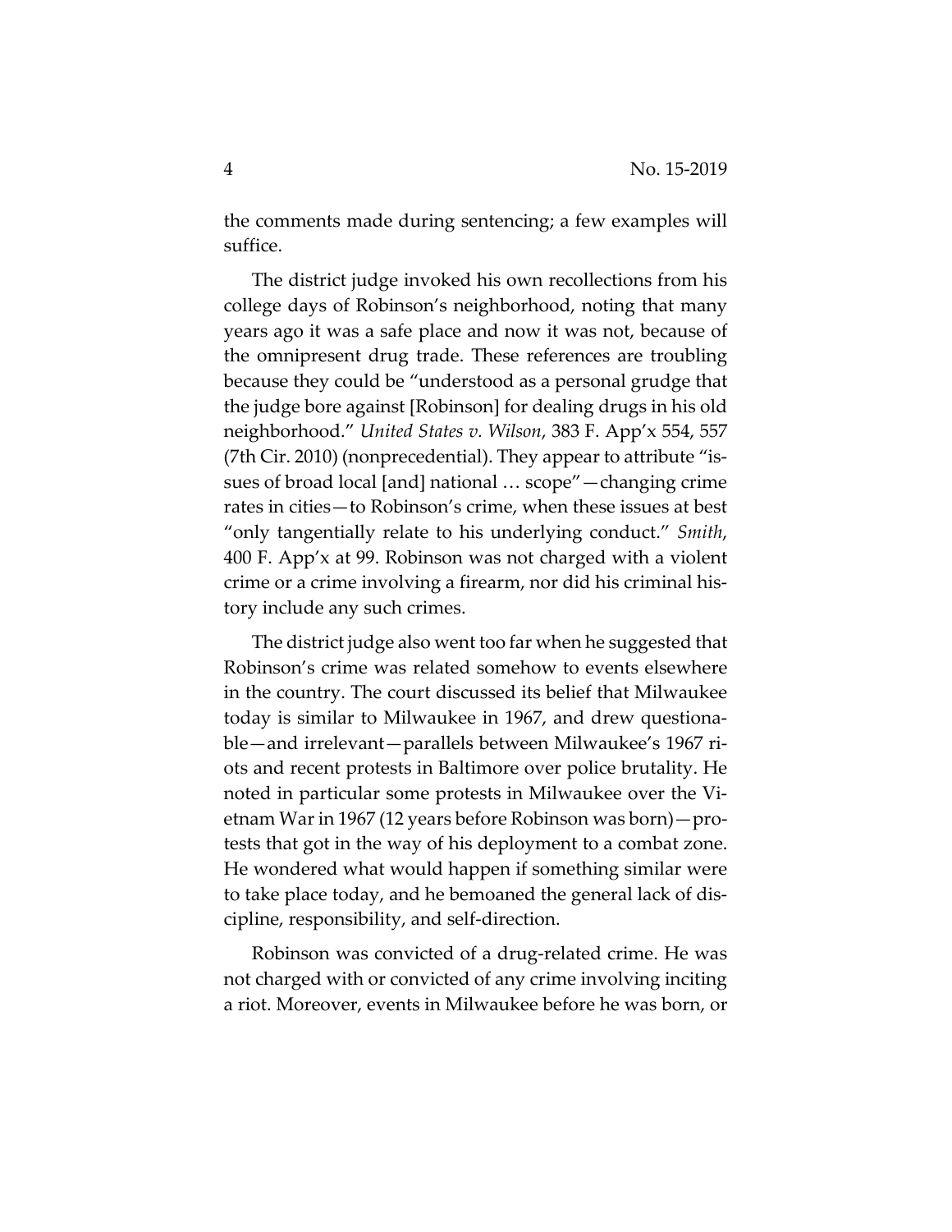the comments made during sentencing; a few examples will suffice.

The district judge invoked his own recollections from his college days of Robinson's neighborhood, noting that many years ago it was a safe place and now it was not, because of the omnipresent drug trade. These references are troubling because they could be "understood as a personal grudge that the judge bore against [Robinson] for dealing drugs in his old neighborhood." *United States v. Wilson*, 383 F. App'x 554, 557 (7th Cir. 2010) (nonprecedential). They appear to attribute "issues of broad local [and] national … scope"—changing crime rates in cities—to Robinson's crime, when these issues at best "only tangentially relate to his underlying conduct." *Smith*, 400 F. App'x at 99. Robinson was not charged with a violent crime or a crime involving a firearm, nor did his criminal history include any such crimes.

The district judge also went too far when he suggested that Robinson's crime was related somehow to events elsewhere in the country. The court discussed its belief that Milwaukee today is similar to Milwaukee in 1967, and drew questionable—and irrelevant—parallels between Milwaukee's 1967 riots and recent protests in Baltimore over police brutality. He noted in particular some protests in Milwaukee over the Vietnam War in 1967 (12 years before Robinson was born)—protests that got in the way of his deployment to a combat zone. He wondered what would happen if something similar were to take place today, and he bemoaned the general lack of discipline, responsibility, and self-direction.

Robinson was convicted of a drug-related crime. He was not charged with or convicted of any crime involving inciting a riot. Moreover, events in Milwaukee before he was born, or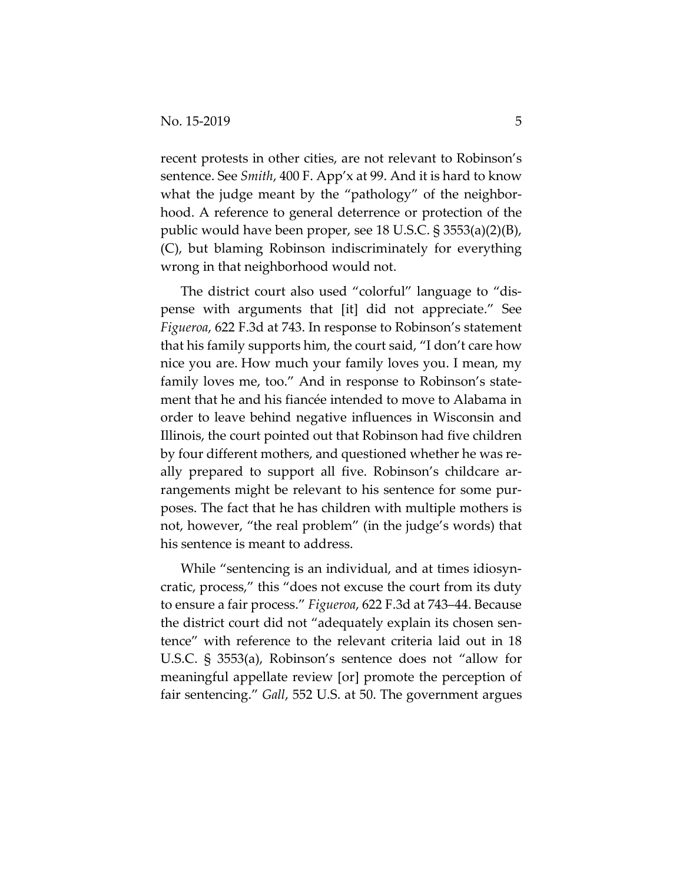recent protests in other cities, are not relevant to Robinson's sentence. See *Smith*, 400 F. App'x at 99. And it is hard to know what the judge meant by the "pathology" of the neighborhood. A reference to general deterrence or protection of the public would have been proper, see 18 U.S.C. § 3553(a)(2)(B), (C), but blaming Robinson indiscriminately for everything wrong in that neighborhood would not.

The district court also used "colorful" language to "dispense with arguments that [it] did not appreciate." See *Figueroa*, 622 F.3d at 743. In response to Robinson's statement that his family supports him, the court said, "I don't care how nice you are. How much your family loves you. I mean, my family loves me, too." And in response to Robinson's statement that he and his fiancée intended to move to Alabama in order to leave behind negative influences in Wisconsin and Illinois, the court pointed out that Robinson had five children by four different mothers, and questioned whether he was really prepared to support all five. Robinson's childcare arrangements might be relevant to his sentence for some purposes. The fact that he has children with multiple mothers is not, however, "the real problem" (in the judge's words) that his sentence is meant to address.

While "sentencing is an individual, and at times idiosyncratic, process," this "does not excuse the court from its duty to ensure a fair process." *Figueroa*, 622 F.3d at 743–44. Because the district court did not "adequately explain its chosen sentence" with reference to the relevant criteria laid out in 18 U.S.C. § 3553(a), Robinson's sentence does not "allow for meaningful appellate review [or] promote the perception of fair sentencing." *Gall*, 552 U.S. at 50. The government argues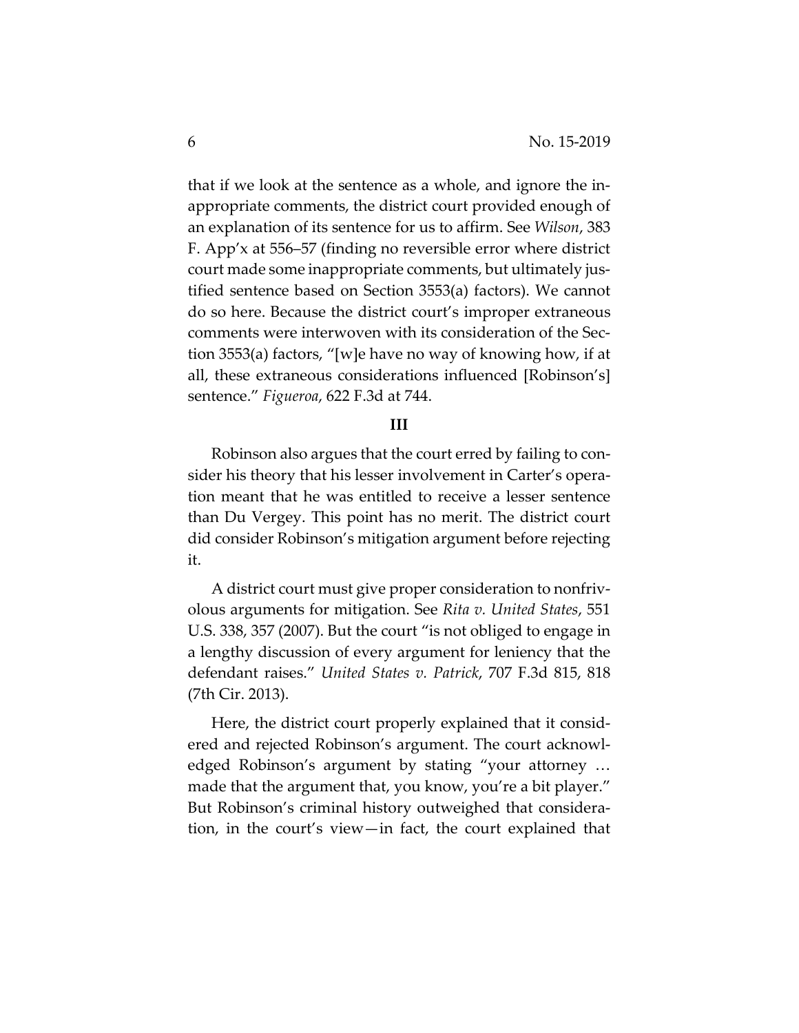that if we look at the sentence as a whole, and ignore the inappropriate comments, the district court provided enough of an explanation of its sentence for us to affirm. See *Wilson*, 383 F. App'x at 556–57 (finding no reversible error where district court made some inappropriate comments, but ultimately justified sentence based on Section 3553(a) factors). We cannot do so here. Because the district court's improper extraneous comments were interwoven with its consideration of the Section 3553(a) factors, "[w]e have no way of knowing how, if at all, these extraneous considerations influenced [Robinson's] sentence." *Figueroa*, 622 F.3d at 744.

## III

Robinson also argues that the court erred by failing to consider his theory that his lesser involvement in Carter's operation meant that he was entitled to receive a lesser sentence than Du Vergey. This point has no merit. The district court did consider Robinson's mitigation argument before rejecting it.

A district court must give proper consideration to nonfrivolous arguments for mitigation. See *Rita v. United States*, 551 U.S. 338, 357 (2007). But the court "is not obliged to engage in a lengthy discussion of every argument for leniency that the defendant raises." *United States v. Patrick*, 707 F.3d 815, 818 (7th Cir. 2013).

Here, the district court properly explained that it considered and rejected Robinson's argument. The court acknowledged Robinson's argument by stating "your attorney … made that the argument that, you know, you're a bit player." But Robinson's criminal history outweighed that consideration, in the court's view—in fact, the court explained that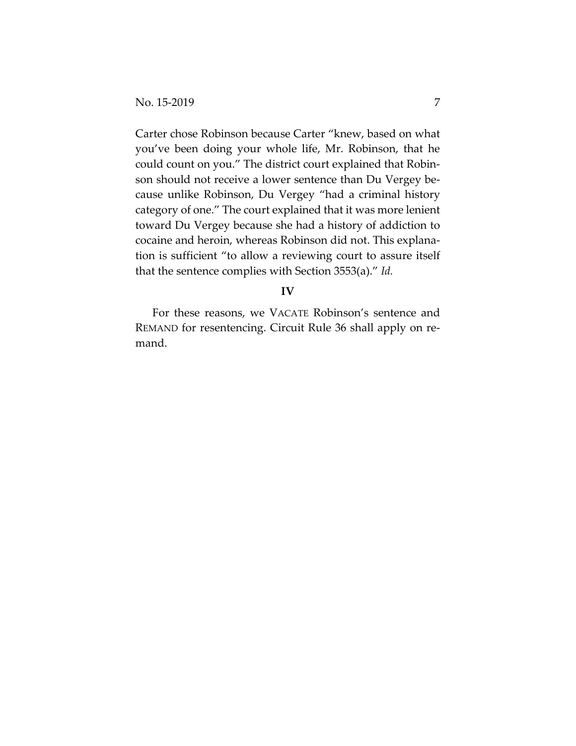Carter chose Robinson because Carter "knew, based on what you've been doing your whole life, Mr. Robinson, that he could count on you." The district court explained that Robinson should not receive a lower sentence than Du Vergey because unlike Robinson, Du Vergey "had a criminal history category of one." The court explained that it was more lenient toward Du Vergey because she had a history of addiction to cocaine and heroin, whereas Robinson did not. This explanation is sufficient "to allow a reviewing court to assure itself that the sentence complies with Section 3553(a)." *Id.*

## IV

For these reasons, we VACATE Robinson's sentence and REMAND for resentencing. Circuit Rule 36 shall apply on remand.